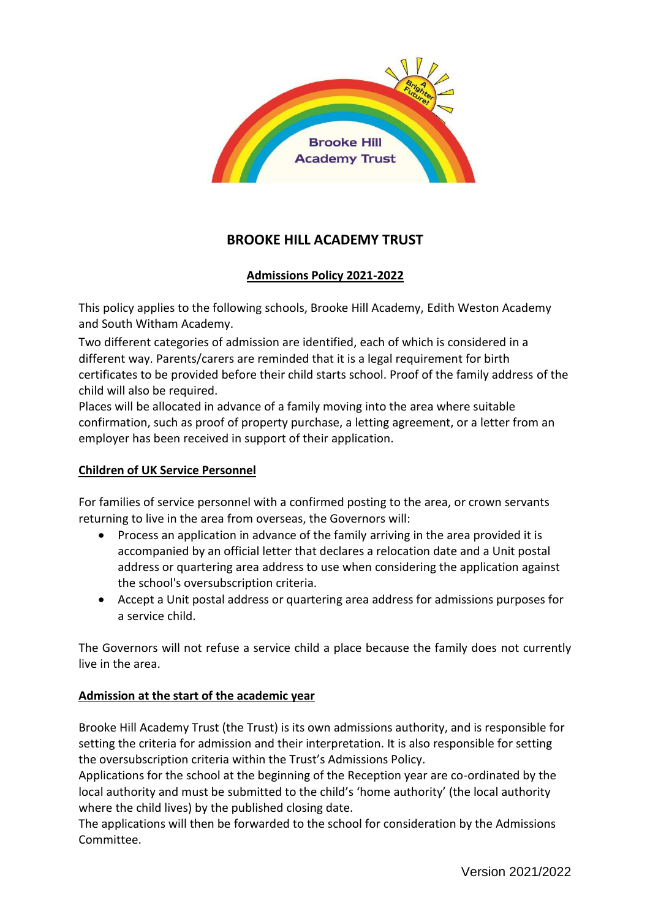# BROOKE HILL ACADEMY TRUST

## Admissions Policy 2021-2022

This policy applies to the following schools, Brooke Hill Academy, Edith Weston Academy and South Witham Academy.

Two different categories of admission are identified, each of which is considered in a different way. Parents/carers are reminded that it is a legal requirement for birth certificates to be provided before their child starts school. Proof of the family address of the child will also be required.

Places will be allocated in advance of a family moving into the area where suitable confirmation, such as proof of property purchase, a letting agreement, or a letter from an employer has been received in support of their application.

### Children of UK Service Personnel

For families of service personnel with a confirmed posting to the area, or crown servants returning to live in the area from overseas, the Governors will:

- Process an application in advance of the family arriving in the area provided it is accompanied by an official letter that declares a relocation date and a Unit postal address or quartering area address to use when considering the application against the school's oversubscription criteria.
- Accept a Unit postal address or quartering area address for admissions purposes for a service child.

The Governors will not refuse a service child a place because the family does not currently live in the area.

### Admission at the start of the academic year

Brooke Hill Academy Trust (the Trust) is its own admissions authority, and is responsible for setting the criteria for admission and their interpretation. It is also responsible for setting the oversubscription criteria within the Trust's Admissions Policy.

Applications for the school at the beginning of the Reception year are co-ordinated by the local authority and must be submitted to the child's 'home authority' (the local authority where the child lives) by the published closing date.

The applications will then be forwarded to the school for consideration by the Admissions Committee.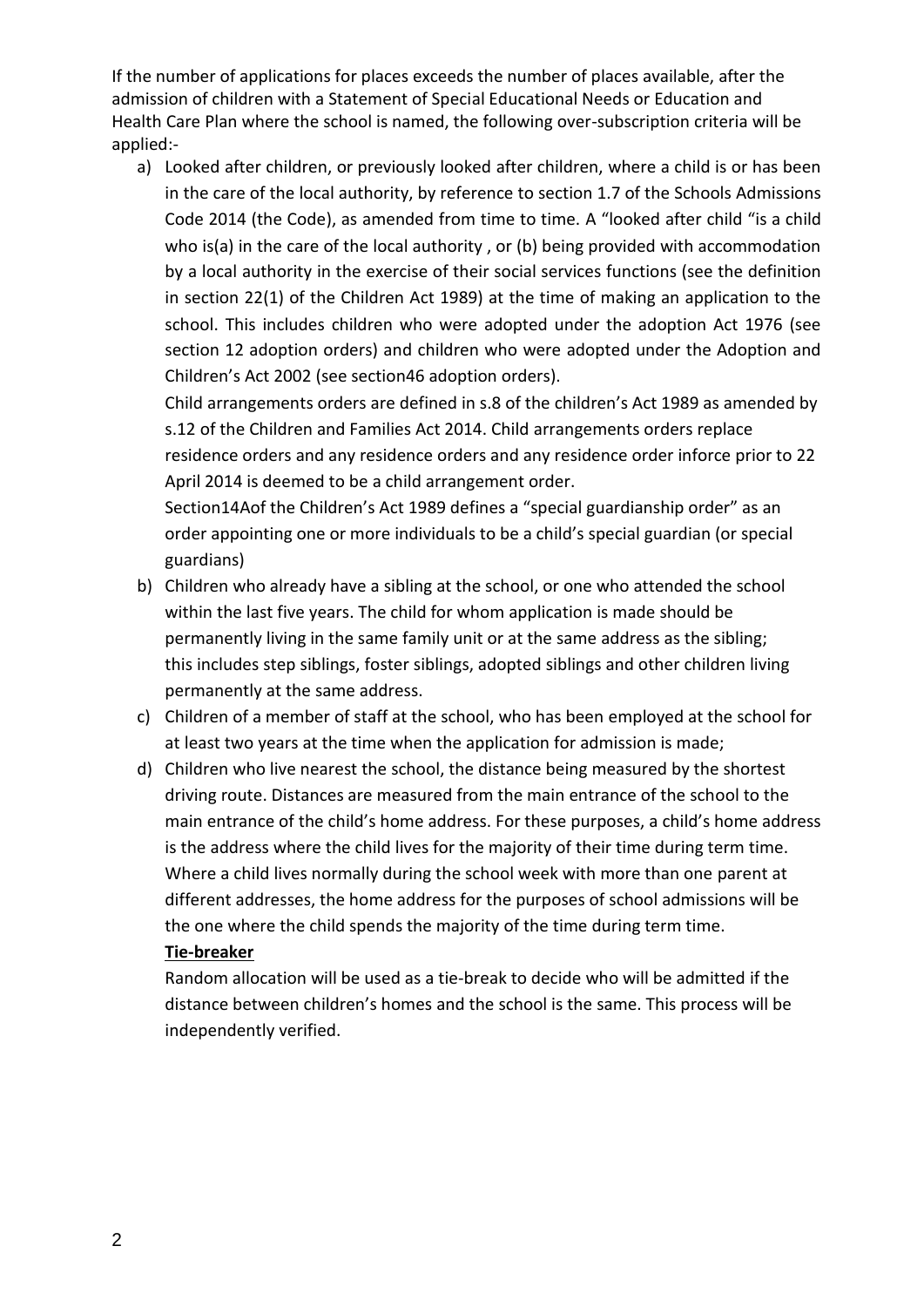If the number of applications for places exceeds the number of places available, after the admission of children with a Statement of Special Educational Needs or Education and Health Care Plan where the school is named, the following over-subscription criteria will be applied:-

a) Looked after children, or previously looked after children, where a child is or has been in the care of the local authority, by reference to section 1.7 of the Schools Admissions Code 2014 (the Code), as amended from time to time. A "looked after child "is a child who is(a) in the care of the local authority , or (b) being provided with accommodation by a local authority in the exercise of their social services functions (see the definition in section 22(1) of the Children Act 1989) at the time of making an application to the school. This includes children who were adopted under the adoption Act 1976 (see section 12 adoption orders) and children who were adopted under the Adoption and Children's Act 2002 (see section46 adoption orders).

   Child arrangements orders are defined in s.8 of the children's Act 1989 as amended by s.12 of the Children and Families Act 2014. Child arrangements orders replace residence orders and any residence orders and any residence order inforce prior to 22 April 2014 is deemed to be a child arrangement order.

   Section14Aof the Children's Act 1989 defines a "special guardianship order" as an order appointing one or more individuals to be a child's special guardian (or special guardians)

b) Children who already have a sibling at the school, or one who attended the school within the last five years. The child for whom application is made should be permanently living in the same family unit or at the same address as the sibling; this includes step siblings, foster siblings, adopted siblings and other children living permanently at the same address.

c) Children of a member of staff at the school, who has been employed at the school for at least two years at the time when the application for admission is made;

d) Children who live nearest the school, the distance being measured by the shortest driving route. Distances are measured from the main entrance of the school to the main entrance of the child's home address. For these purposes, a child's home address is the address where the child lives for the majority of their time during term time. Where a child lives normally during the school week with more than one parent at different addresses, the home address for the purposes of school admissions will be the one where the child spends the majority of the time during term time.

   **Tie-breaker**

   Random allocation will be used as a tie-break to decide who will be admitted if the distance between children's homes and the school is the same. This process will be independently verified.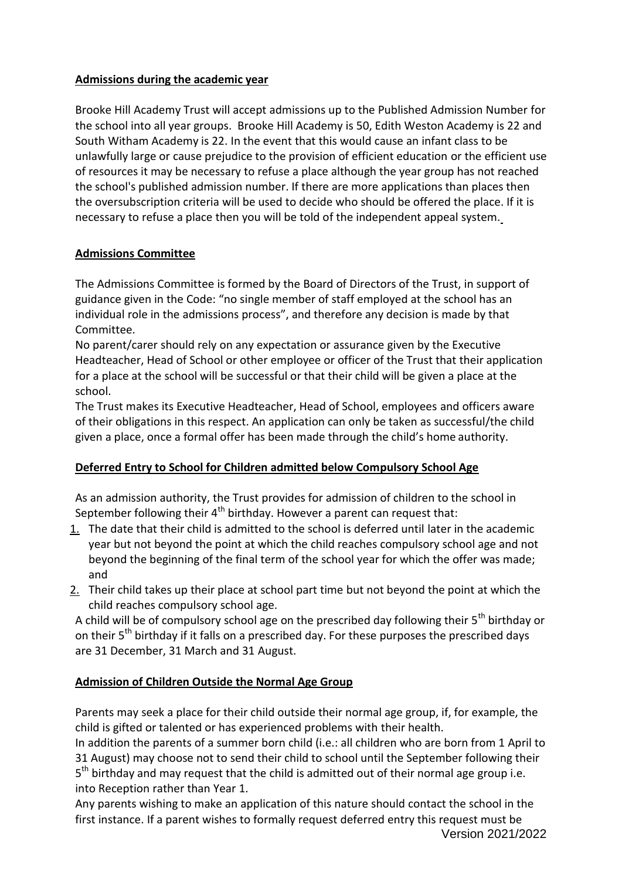**Admissions during the academic year**

Brooke Hill Academy Trust will accept admissions up to the Published Admission Number for the school into all year groups. Brooke Hill Academy is 50, Edith Weston Academy is 22 and South Witham Academy is 22. In the event that this would cause an infant class to be unlawfully large or cause prejudice to the provision of efficient education or the efficient use of resources it may be necessary to refuse a place although the year group has not reached the school's published admission number. If there are more applications than places then the oversubscription criteria will be used to decide who should be offered the place. If it is necessary to refuse a place then you will be told of the independent appeal system.

**Admissions Committee**

The Admissions Committee is formed by the Board of Directors of the Trust, in support of guidance given in the Code: "no single member of staff employed at the school has an individual role in the admissions process", and therefore any decision is made by that Committee.

No parent/carer should rely on any expectation or assurance given by the Executive Headteacher, Head of School or other employee or officer of the Trust that their application for a place at the school will be successful or that their child will be given a place at the school.

The Trust makes its Executive Headteacher, Head of School, employees and officers aware of their obligations in this respect. An application can only be taken as successful/the child given a place, once a formal offer has been made through the child's home authority.

**Deferred Entry to School for Children admitted below Compulsory School Age**

As an admission authority, the Trust provides for admission of children to the school in September following their 4th birthday. However a parent can request that:

1. The date that their child is admitted to the school is deferred until later in the academic year but not beyond the point at which the child reaches compulsory school age and not beyond the beginning of the final term of the school year for which the offer was made; and
2. Their child takes up their place at school part time but not beyond the point at which the child reaches compulsory school age.

A child will be of compulsory school age on the prescribed day following their 5th birthday or on their 5th birthday if it falls on a prescribed day. For these purposes the prescribed days are 31 December, 31 March and 31 August.

**Admission of Children Outside the Normal Age Group**

Parents may seek a place for their child outside their normal age group, if, for example, the child is gifted or talented or has experienced problems with their health.

In addition the parents of a summer born child (i.e.: all children who are born from 1 April to 31 August) may choose not to send their child to school until the September following their 5th birthday and may request that the child is admitted out of their normal age group i.e. into Reception rather than Year 1.

Any parents wishing to make an application of this nature should contact the school in the first instance. If a parent wishes to formally request deferred entry this request must be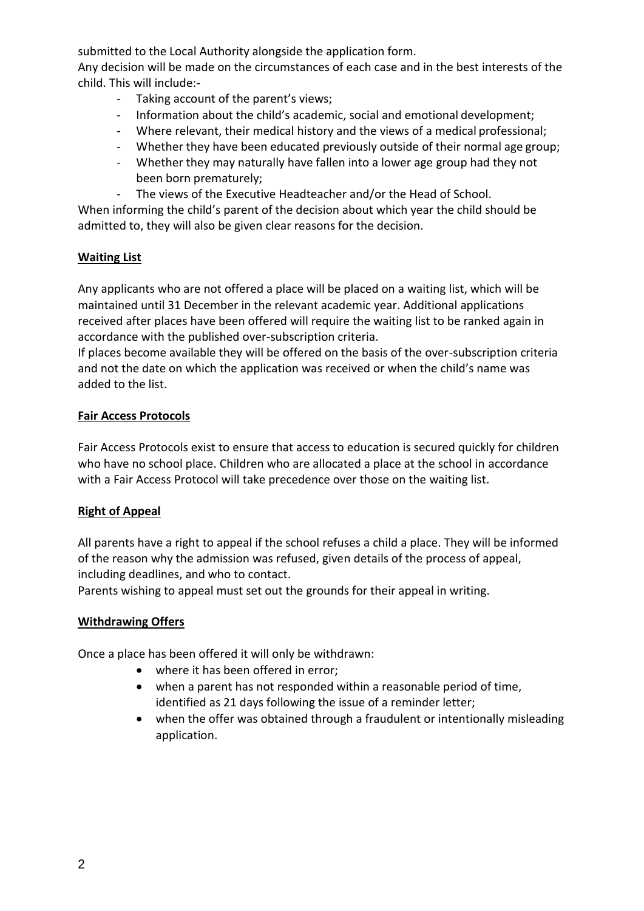submitted to the Local Authority alongside the application form.

Any decision will be made on the circumstances of each case and in the best interests of the child. This will include:-

- Taking account of the parent's views;
- Information about the child's academic, social and emotional development;
- Where relevant, their medical history and the views of a medical professional;
- Whether they have been educated previously outside of their normal age group;
- Whether they may naturally have fallen into a lower age group had they not been born prematurely;
- The views of the Executive Headteacher and/or the Head of School.

When informing the child's parent of the decision about which year the child should be admitted to, they will also be given clear reasons for the decision.

## Waiting List

Any applicants who are not offered a place will be placed on a waiting list, which will be maintained until 31 December in the relevant academic year. Additional applications received after places have been offered will require the waiting list to be ranked again in accordance with the published over-subscription criteria.

If places become available they will be offered on the basis of the over-subscription criteria and not the date on which the application was received or when the child's name was added to the list.

## Fair Access Protocols

Fair Access Protocols exist to ensure that access to education is secured quickly for children who have no school place. Children who are allocated a place at the school in accordance with a Fair Access Protocol will take precedence over those on the waiting list.

## Right of Appeal

All parents have a right to appeal if the school refuses a child a place. They will be informed of the reason why the admission was refused, given details of the process of appeal, including deadlines, and who to contact.

Parents wishing to appeal must set out the grounds for their appeal in writing.

## Withdrawing Offers

Once a place has been offered it will only be withdrawn:

- where it has been offered in error;
- when a parent has not responded within a reasonable period of time, identified as 21 days following the issue of a reminder letter;
- when the offer was obtained through a fraudulent or intentionally misleading application.